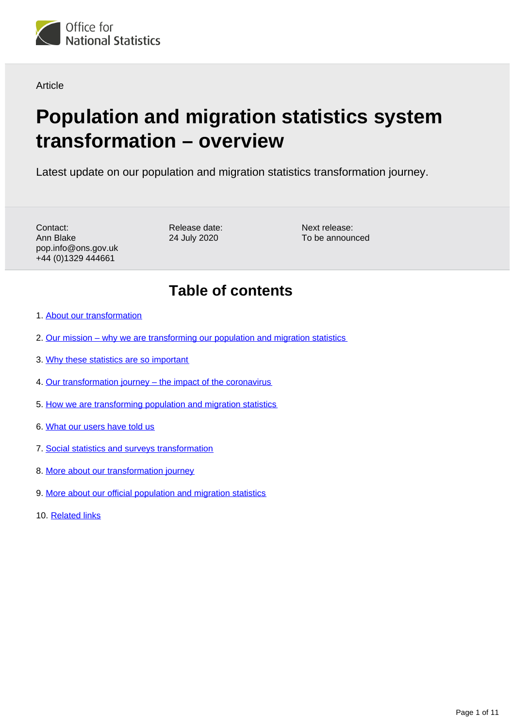Office for National Statistics

Article

# Population and migration statistics system transformation – overview

Latest update on our population and migration statistics transformation journey.

Contact:
Ann Blake
pop.info@ons.gov.uk
+44 (0)1329 444661

Release date:
24 July 2020

Next release:
To be announced

## Table of contents

1. About our transformation
2. Our mission – why we are transforming our population and migration statistics
3. Why these statistics are so important
4. Our transformation journey – the impact of the coronavirus
5. How we are transforming population and migration statistics
6. What our users have told us
7. Social statistics and surveys transformation
8. More about our transformation journey
9. More about our official population and migration statistics
10. Related links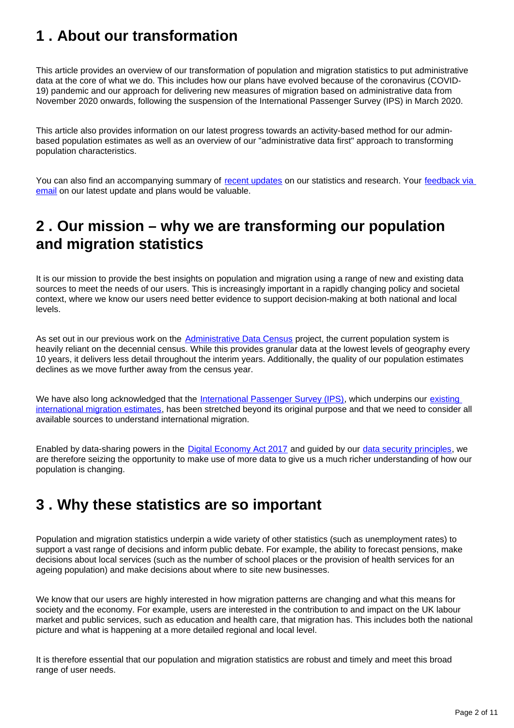## 1 . About our transformation

This article provides an overview of our transformation of population and migration statistics to put administrative data at the core of what we do. This includes how our plans have evolved because of the coronavirus (COVID-19) pandemic and our approach for delivering new measures of migration based on administrative data from November 2020 onwards, following the suspension of the International Passenger Survey (IPS) in March 2020.

This article also provides information on our latest progress towards an activity-based method for our admin-based population estimates as well as an overview of our "administrative data first" approach to transforming population characteristics.

You can also find an accompanying summary of recent updates on our statistics and research. Your feedback via email on our latest update and plans would be valuable.

## 2 . Our mission – why we are transforming our population and migration statistics

It is our mission to provide the best insights on population and migration using a range of new and existing data sources to meet the needs of our users. This is increasingly important in a rapidly changing policy and societal context, where we know our users need better evidence to support decision-making at both national and local levels.

As set out in our previous work on the Administrative Data Census project, the current population system is heavily reliant on the decennial census. While this provides granular data at the lowest levels of geography every 10 years, it delivers less detail throughout the interim years. Additionally, the quality of our population estimates declines as we move further away from the census year.

We have also long acknowledged that the International Passenger Survey (IPS), which underpins our existing international migration estimates, has been stretched beyond its original purpose and that we need to consider all available sources to understand international migration.

Enabled by data-sharing powers in the Digital Economy Act 2017 and guided by our data security principles, we are therefore seizing the opportunity to make use of more data to give us a much richer understanding of how our population is changing.

## 3 . Why these statistics are so important

Population and migration statistics underpin a wide variety of other statistics (such as unemployment rates) to support a vast range of decisions and inform public debate. For example, the ability to forecast pensions, make decisions about local services (such as the number of school places or the provision of health services for an ageing population) and make decisions about where to site new businesses.

We know that our users are highly interested in how migration patterns are changing and what this means for society and the economy. For example, users are interested in the contribution to and impact on the UK labour market and public services, such as education and health care, that migration has. This includes both the national picture and what is happening at a more detailed regional and local level.

It is therefore essential that our population and migration statistics are robust and timely and meet this broad range of user needs.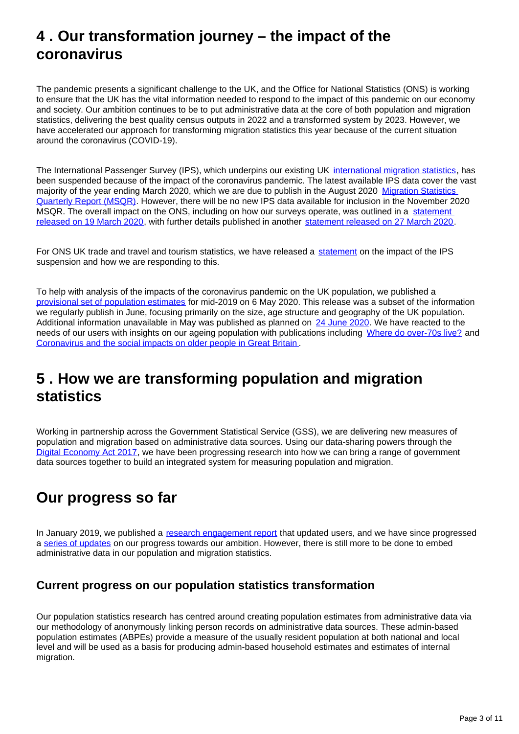## 4 . Our transformation journey – the impact of the coronavirus

The pandemic presents a significant challenge to the UK, and the Office for National Statistics (ONS) is working to ensure that the UK has the vital information needed to respond to the impact of this pandemic on our economy and society. Our ambition continues to be to put administrative data at the core of both population and migration statistics, delivering the best quality census outputs in 2022 and a transformed system by 2023. However, we have accelerated our approach for transforming migration statistics this year because of the current situation around the coronavirus (COVID-19).

The International Passenger Survey (IPS), which underpins our existing UK international migration statistics, has been suspended because of the impact of the coronavirus pandemic. The latest available IPS data cover the vast majority of the year ending March 2020, which we are due to publish in the August 2020 Migration Statistics Quarterly Report (MSQR). However, there will be no new IPS data available for inclusion in the November 2020 MSQR. The overall impact on the ONS, including on how our surveys operate, was outlined in a statement released on 19 March 2020, with further details published in another statement released on 27 March 2020.

For ONS UK trade and travel and tourism statistics, we have released a statement on the impact of the IPS suspension and how we are responding to this.

To help with analysis of the impacts of the coronavirus pandemic on the UK population, we published a provisional set of population estimates for mid-2019 on 6 May 2020. This release was a subset of the information we regularly publish in June, focusing primarily on the size, age structure and geography of the UK population. Additional information unavailable in May was published as planned on 24 June 2020. We have reacted to the needs of our users with insights on our ageing population with publications including Where do over-70s live? and Coronavirus and the social impacts on older people in Great Britain.

## 5 . How we are transforming population and migration statistics

Working in partnership across the Government Statistical Service (GSS), we are delivering new measures of population and migration based on administrative data sources. Using our data-sharing powers through the Digital Economy Act 2017, we have been progressing research into how we can bring a range of government data sources together to build an integrated system for measuring population and migration.

## Our progress so far

In January 2019, we published a research engagement report that updated users, and we have since progressed a series of updates on our progress towards our ambition. However, there is still more to be done to embed administrative data in our population and migration statistics.

### Current progress on our population statistics transformation

Our population statistics research has centred around creating population estimates from administrative data via our methodology of anonymously linking person records on administrative data sources. These admin-based population estimates (ABPEs) provide a measure of the usually resident population at both national and local level and will be used as a basis for producing admin-based household estimates and estimates of internal migration.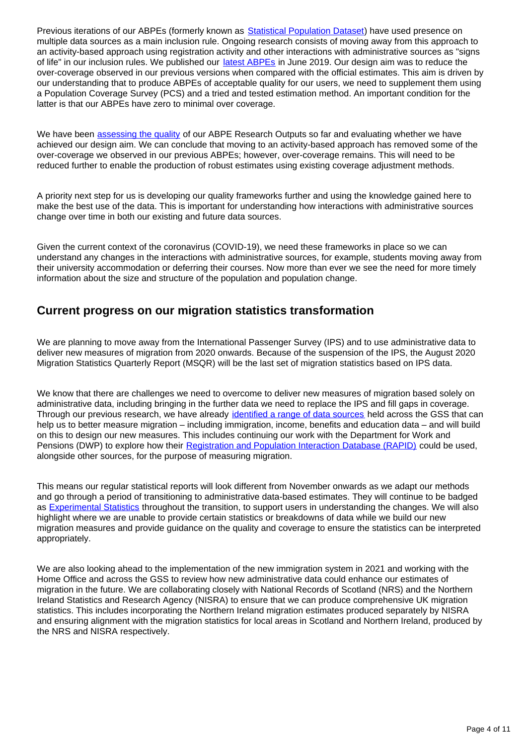Previous iterations of our ABPEs (formerly known as Statistical Population Dataset) have used presence on multiple data sources as a main inclusion rule. Ongoing research consists of moving away from this approach to an activity-based approach using registration activity and other interactions with administrative sources as "signs of life" in our inclusion rules. We published our latest ABPEs in June 2019. Our design aim was to reduce the over-coverage observed in our previous versions when compared with the official estimates. This aim is driven by our understanding that to produce ABPEs of acceptable quality for our users, we need to supplement them using a Population Coverage Survey (PCS) and a tried and tested estimation method. An important condition for the latter is that our ABPEs have zero to minimal over coverage.

We have been assessing the quality of our ABPE Research Outputs so far and evaluating whether we have achieved our design aim. We can conclude that moving to an activity-based approach has removed some of the over-coverage we observed in our previous ABPEs; however, over-coverage remains. This will need to be reduced further to enable the production of robust estimates using existing coverage adjustment methods.

A priority next step for us is developing our quality frameworks further and using the knowledge gained here to make the best use of the data. This is important for understanding how interactions with administrative sources change over time in both our existing and future data sources.

Given the current context of the coronavirus (COVID-19), we need these frameworks in place so we can understand any changes in the interactions with administrative sources, for example, students moving away from their university accommodation or deferring their courses. Now more than ever we see the need for more timely information about the size and structure of the population and population change.

## Current progress on our migration statistics transformation

We are planning to move away from the International Passenger Survey (IPS) and to use administrative data to deliver new measures of migration from 2020 onwards. Because of the suspension of the IPS, the August 2020 Migration Statistics Quarterly Report (MSQR) will be the last set of migration statistics based on IPS data.

We know that there are challenges we need to overcome to deliver new measures of migration based solely on administrative data, including bringing in the further data we need to replace the IPS and fill gaps in coverage. Through our previous research, we have already identified a range of data sources held across the GSS that can help us to better measure migration – including immigration, income, benefits and education data – and will build on this to design our new measures. This includes continuing our work with the Department for Work and Pensions (DWP) to explore how their Registration and Population Interaction Database (RAPID) could be used, alongside other sources, for the purpose of measuring migration.

This means our regular statistical reports will look different from November onwards as we adapt our methods and go through a period of transitioning to administrative data-based estimates. They will continue to be badged as Experimental Statistics throughout the transition, to support users in understanding the changes. We will also highlight where we are unable to provide certain statistics or breakdowns of data while we build our new migration measures and provide guidance on the quality and coverage to ensure the statistics can be interpreted appropriately.

We are also looking ahead to the implementation of the new immigration system in 2021 and working with the Home Office and across the GSS to review how new administrative data could enhance our estimates of migration in the future. We are collaborating closely with National Records of Scotland (NRS) and the Northern Ireland Statistics and Research Agency (NISRA) to ensure that we can produce comprehensive UK migration statistics. This includes incorporating the Northern Ireland migration estimates produced separately by NISRA and ensuring alignment with the migration statistics for local areas in Scotland and Northern Ireland, produced by the NRS and NISRA respectively.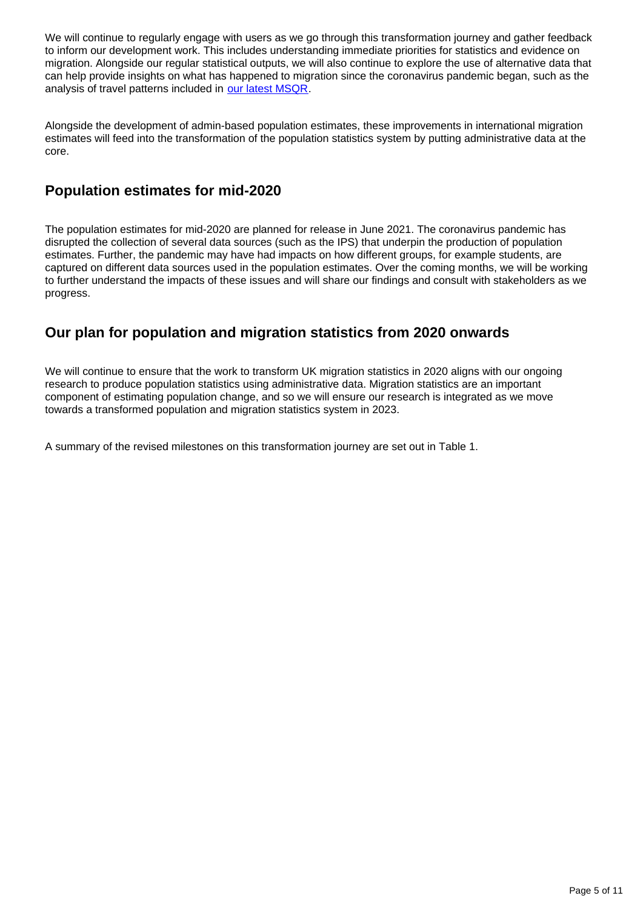We will continue to regularly engage with users as we go through this transformation journey and gather feedback to inform our development work. This includes understanding immediate priorities for statistics and evidence on migration. Alongside our regular statistical outputs, we will also continue to explore the use of alternative data that can help provide insights on what has happened to migration since the coronavirus pandemic began, such as the analysis of travel patterns included in [our latest MSQR](our latest MSQR).

Alongside the development of admin-based population estimates, these improvements in international migration estimates will feed into the transformation of the population statistics system by putting administrative data at the core.

## Population estimates for mid-2020

The population estimates for mid-2020 are planned for release in June 2021. The coronavirus pandemic has disrupted the collection of several data sources (such as the IPS) that underpin the production of population estimates. Further, the pandemic may have had impacts on how different groups, for example students, are captured on different data sources used in the population estimates. Over the coming months, we will be working to further understand the impacts of these issues and will share our findings and consult with stakeholders as we progress.

## Our plan for population and migration statistics from 2020 onwards

We will continue to ensure that the work to transform UK migration statistics in 2020 aligns with our ongoing research to produce population statistics using administrative data. Migration statistics are an important component of estimating population change, and so we will ensure our research is integrated as we move towards a transformed population and migration statistics system in 2023.

A summary of the revised milestones on this transformation journey are set out in Table 1.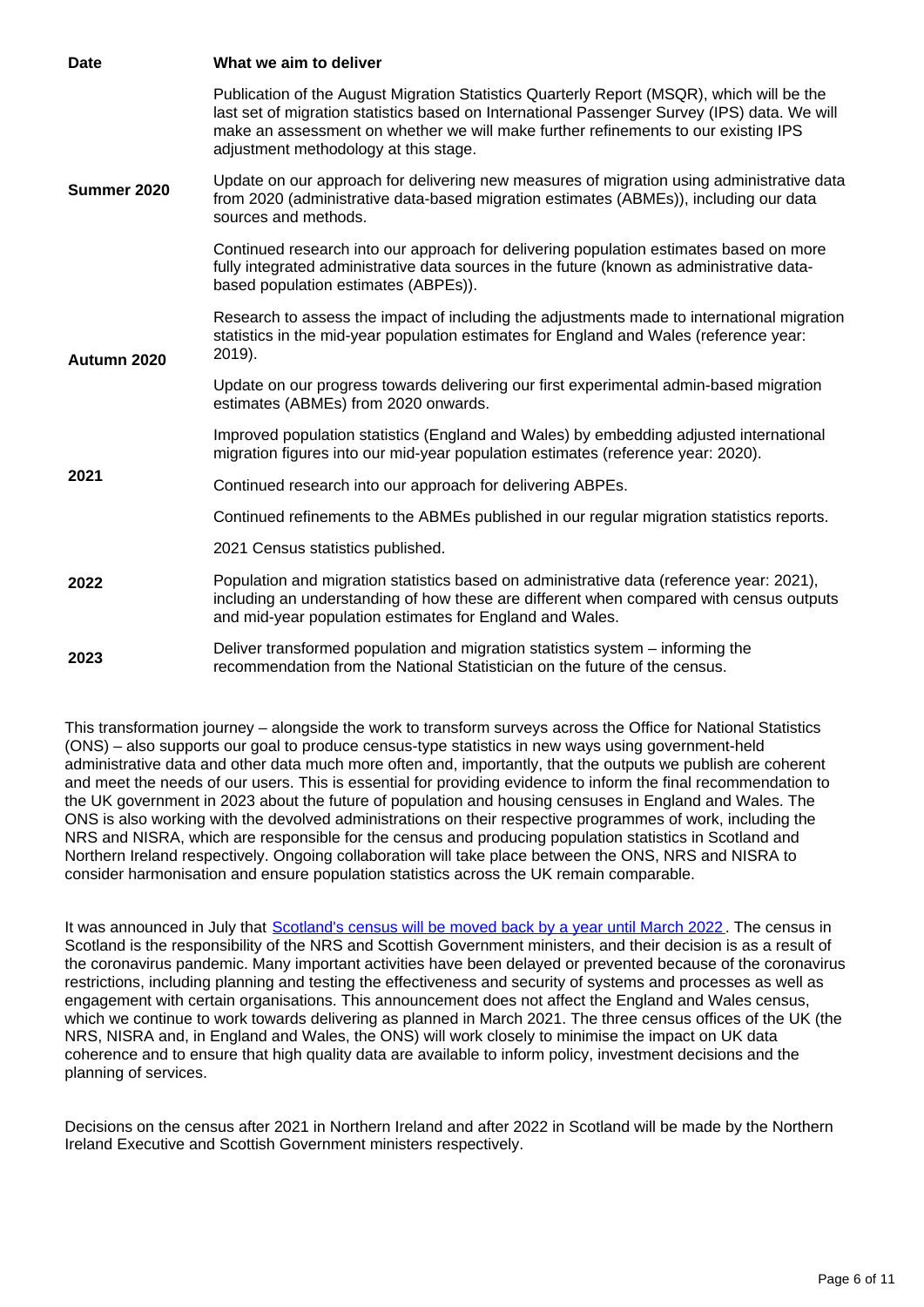| Date | What we aim to deliver |
|---|---|
| Summer 2020 | Publication of the August Migration Statistics Quarterly Report (MSQR), which will be the last set of migration statistics based on International Passenger Survey (IPS) data. We will make an assessment on whether we will make further refinements to our existing IPS adjustment methodology at this stage. |
| | Update on our approach for delivering new measures of migration using administrative data from 2020 (administrative data-based migration estimates (ABMEs)), including our data sources and methods. |
| | Continued research into our approach for delivering population estimates based on more fully integrated administrative data sources in the future (known as administrative data-based population estimates (ABPEs)). |
| Autumn 2020 | Research to assess the impact of including the adjustments made to international migration statistics in the mid-year population estimates for England and Wales (reference year: 2019). |
| | Update on our progress towards delivering our first experimental admin-based migration estimates (ABMEs) from 2020 onwards. |
| 2021 | Improved population statistics (England and Wales) by embedding adjusted international migration figures into our mid-year population estimates (reference year: 2020). |
| | Continued research into our approach for delivering ABPEs. |
| | Continued refinements to the ABMEs published in our regular migration statistics reports. |
| 2022 | 2021 Census statistics published. |
| | Population and migration statistics based on administrative data (reference year: 2021), including an understanding of how these are different when compared with census outputs and mid-year population estimates for England and Wales. |
| 2023 | Deliver transformed population and migration statistics system – informing the recommendation from the National Statistician on the future of the census. |

This transformation journey – alongside the work to transform surveys across the Office for National Statistics (ONS) – also supports our goal to produce census-type statistics in new ways using government-held administrative data and other data much more often and, importantly, that the outputs we publish are coherent and meet the needs of our users. This is essential for providing evidence to inform the final recommendation to the UK government in 2023 about the future of population and housing censuses in England and Wales. The ONS is also working with the devolved administrations on their respective programmes of work, including the NRS and NISRA, which are responsible for the census and producing population statistics in Scotland and Northern Ireland respectively. Ongoing collaboration will take place between the ONS, NRS and NISRA to consider harmonisation and ensure population statistics across the UK remain comparable.

It was announced in July that Scotland's census will be moved back by a year until March 2022. The census in Scotland is the responsibility of the NRS and Scottish Government ministers, and their decision is as a result of the coronavirus pandemic. Many important activities have been delayed or prevented because of the coronavirus restrictions, including planning and testing the effectiveness and security of systems and processes as well as engagement with certain organisations. This announcement does not affect the England and Wales census, which we continue to work towards delivering as planned in March 2021. The three census offices of the UK (the NRS, NISRA and, in England and Wales, the ONS) will work closely to minimise the impact on UK data coherence and to ensure that high quality data are available to inform policy, investment decisions and the planning of services.

Decisions on the census after 2021 in Northern Ireland and after 2022 in Scotland will be made by the Northern Ireland Executive and Scottish Government ministers respectively.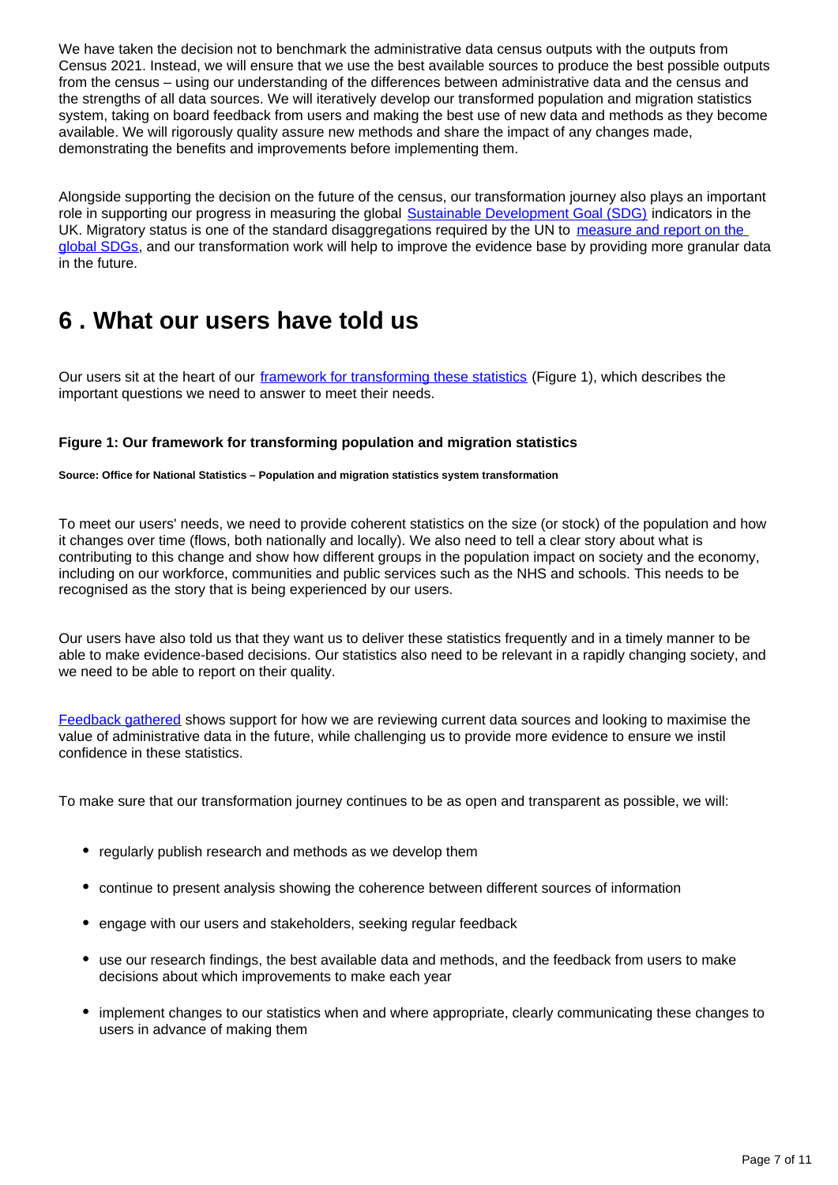We have taken the decision not to benchmark the administrative data census outputs with the outputs from Census 2021. Instead, we will ensure that we use the best available sources to produce the best possible outputs from the census – using our understanding of the differences between administrative data and the census and the strengths of all data sources. We will iteratively develop our transformed population and migration statistics system, taking on board feedback from users and making the best use of new data and methods as they become available. We will rigorously quality assure new methods and share the impact of any changes made, demonstrating the benefits and improvements before implementing them.

Alongside supporting the decision on the future of the census, our transformation journey also plays an important role in supporting our progress in measuring the global Sustainable Development Goal (SDG) indicators in the UK. Migratory status is one of the standard disaggregations required by the UN to measure and report on the global SDGs, and our transformation work will help to improve the evidence base by providing more granular data in the future.

## 6 . What our users have told us

Our users sit at the heart of our framework for transforming these statistics (Figure 1), which describes the important questions we need to answer to meet their needs.

#### Figure 1: Our framework for transforming population and migration statistics

Source: Office for National Statistics – Population and migration statistics system transformation

To meet our users' needs, we need to provide coherent statistics on the size (or stock) of the population and how it changes over time (flows, both nationally and locally). We also need to tell a clear story about what is contributing to this change and show how different groups in the population impact on society and the economy, including on our workforce, communities and public services such as the NHS and schools. This needs to be recognised as the story that is being experienced by our users.

Our users have also told us that they want us to deliver these statistics frequently and in a timely manner to be able to make evidence-based decisions. Our statistics also need to be relevant in a rapidly changing society, and we need to be able to report on their quality.

Feedback gathered shows support for how we are reviewing current data sources and looking to maximise the value of administrative data in the future, while challenging us to provide more evidence to ensure we instil confidence in these statistics.

To make sure that our transformation journey continues to be as open and transparent as possible, we will:

- regularly publish research and methods as we develop them
- continue to present analysis showing the coherence between different sources of information
- engage with our users and stakeholders, seeking regular feedback
- use our research findings, the best available data and methods, and the feedback from users to make decisions about which improvements to make each year
- implement changes to our statistics when and where appropriate, clearly communicating these changes to users in advance of making them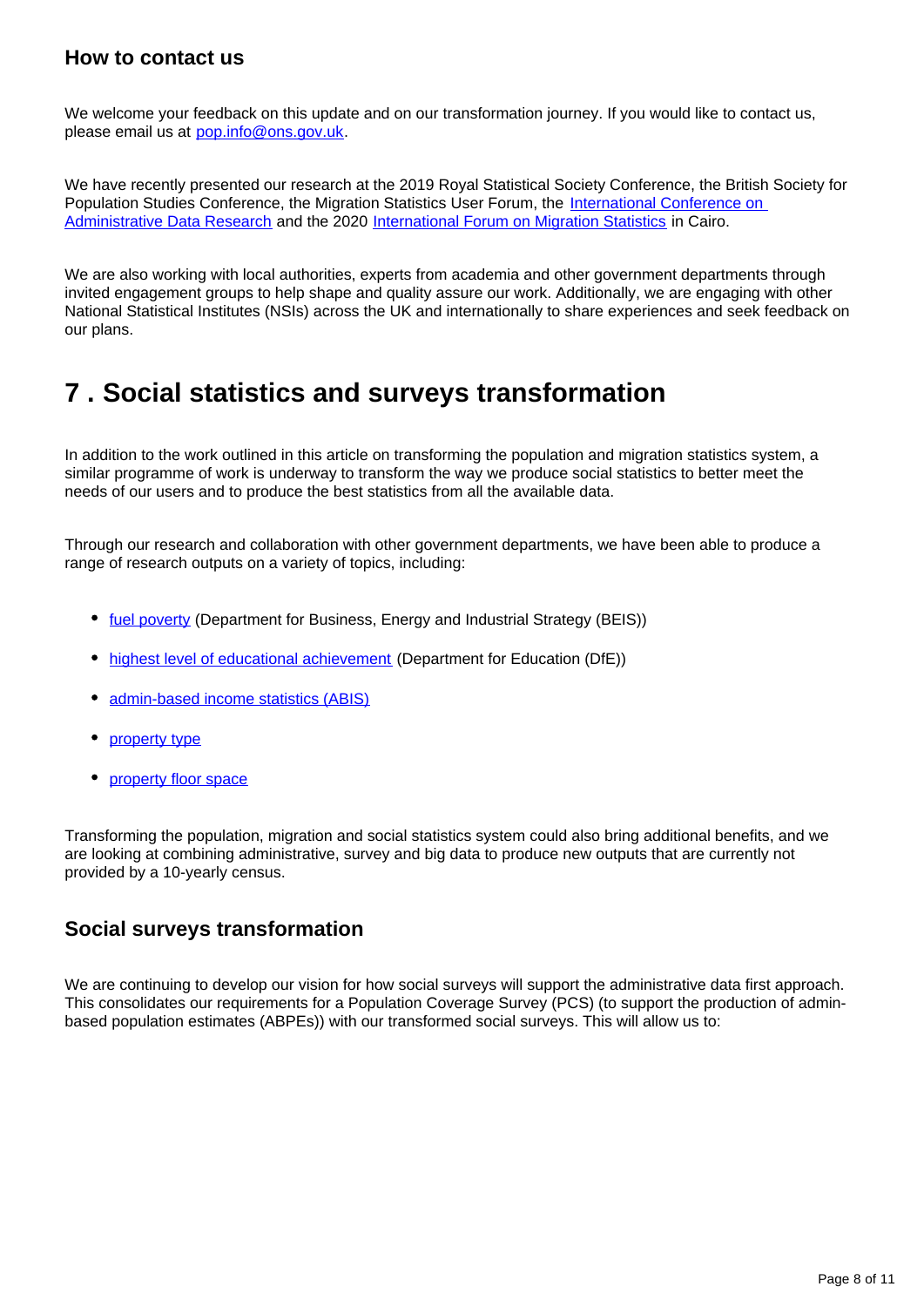### How to contact us

We welcome your feedback on this update and on our transformation journey. If you would like to contact us, please email us at [pop.info@ons.gov.uk](mailto:pop.info@ons.gov.uk).

We have recently presented our research at the 2019 Royal Statistical Society Conference, the British Society for Population Studies Conference, the Migration Statistics User Forum, the [International Conference on Administrative Data Research](#) and the 2020 [International Forum on Migration Statistics](#) in Cairo.

We are also working with local authorities, experts from academia and other government departments through invited engagement groups to help shape and quality assure our work. Additionally, we are engaging with other National Statistical Institutes (NSIs) across the UK and internationally to share experiences and seek feedback on our plans.

## 7 . Social statistics and surveys transformation

In addition to the work outlined in this article on transforming the population and migration statistics system, a similar programme of work is underway to transform the way we produce social statistics to better meet the needs of our users and to produce the best statistics from all the available data.

Through our research and collaboration with other government departments, we have been able to produce a range of research outputs on a variety of topics, including:

- [fuel poverty](#) (Department for Business, Energy and Industrial Strategy (BEIS))
- [highest level of educational achievement](#) (Department for Education (DfE))
- [admin-based income statistics (ABIS)](#)
- [property type](#)
- [property floor space](#)

Transforming the population, migration and social statistics system could also bring additional benefits, and we are looking at combining administrative, survey and big data to produce new outputs that are currently not provided by a 10-yearly census.

### Social surveys transformation

We are continuing to develop our vision for how social surveys will support the administrative data first approach. This consolidates our requirements for a Population Coverage Survey (PCS) (to support the production of admin-based population estimates (ABPEs)) with our transformed social surveys. This will allow us to: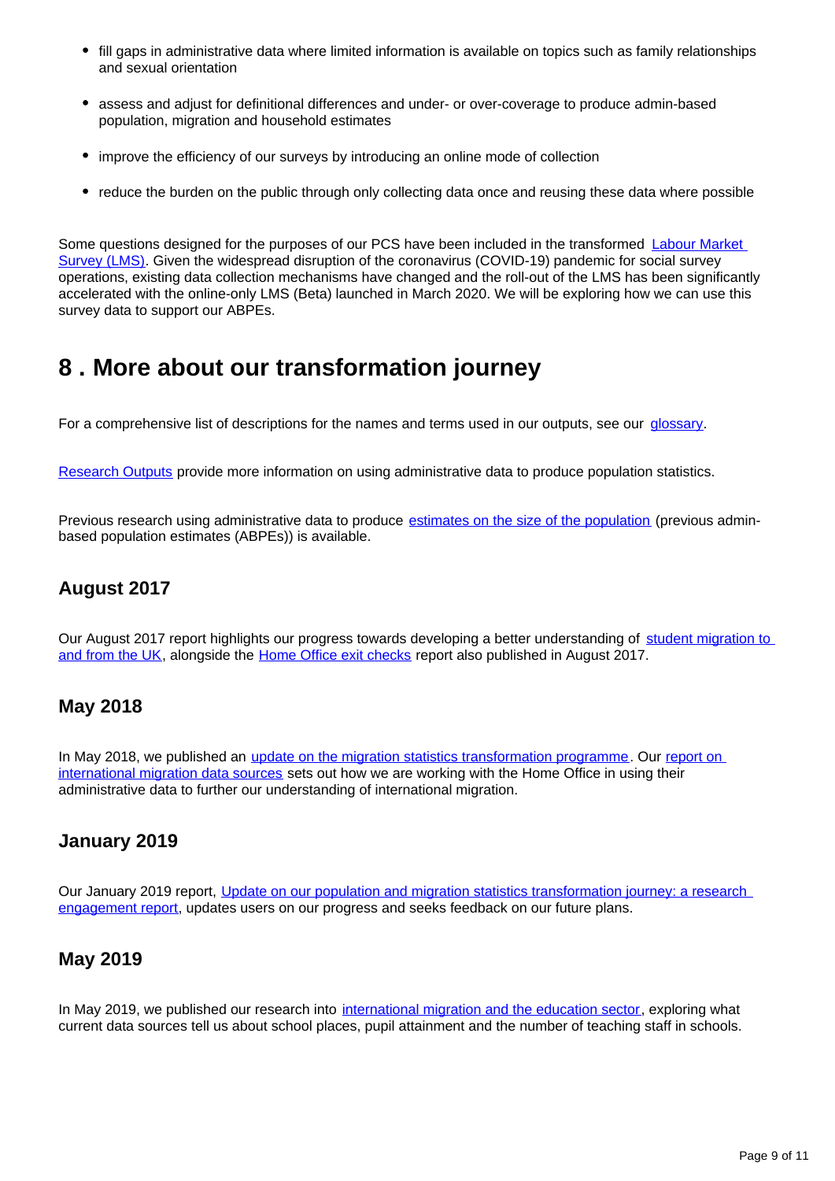- fill gaps in administrative data where limited information is available on topics such as family relationships and sexual orientation
- assess and adjust for definitional differences and under- or over-coverage to produce admin-based population, migration and household estimates
- improve the efficiency of our surveys by introducing an online mode of collection
- reduce the burden on the public through only collecting data once and reusing these data where possible

Some questions designed for the purposes of our PCS have been included in the transformed Labour Market Survey (LMS). Given the widespread disruption of the coronavirus (COVID-19) pandemic for social survey operations, existing data collection mechanisms have changed and the roll-out of the LMS has been significantly accelerated with the online-only LMS (Beta) launched in March 2020. We will be exploring how we can use this survey data to support our ABPEs.

## 8 . More about our transformation journey

For a comprehensive list of descriptions for the names and terms used in our outputs, see our glossary.

Research Outputs provide more information on using administrative data to produce population statistics.

Previous research using administrative data to produce estimates on the size of the population (previous admin-based population estimates (ABPEs)) is available.

### August 2017

Our August 2017 report highlights our progress towards developing a better understanding of student migration to and from the UK, alongside the Home Office exit checks report also published in August 2017.

### May 2018

In May 2018, we published an update on the migration statistics transformation programme. Our report on international migration data sources sets out how we are working with the Home Office in using their administrative data to further our understanding of international migration.

### January 2019

Our January 2019 report, Update on our population and migration statistics transformation journey: a research engagement report, updates users on our progress and seeks feedback on our future plans.

### May 2019

In May 2019, we published our research into international migration and the education sector, exploring what current data sources tell us about school places, pupil attainment and the number of teaching staff in schools.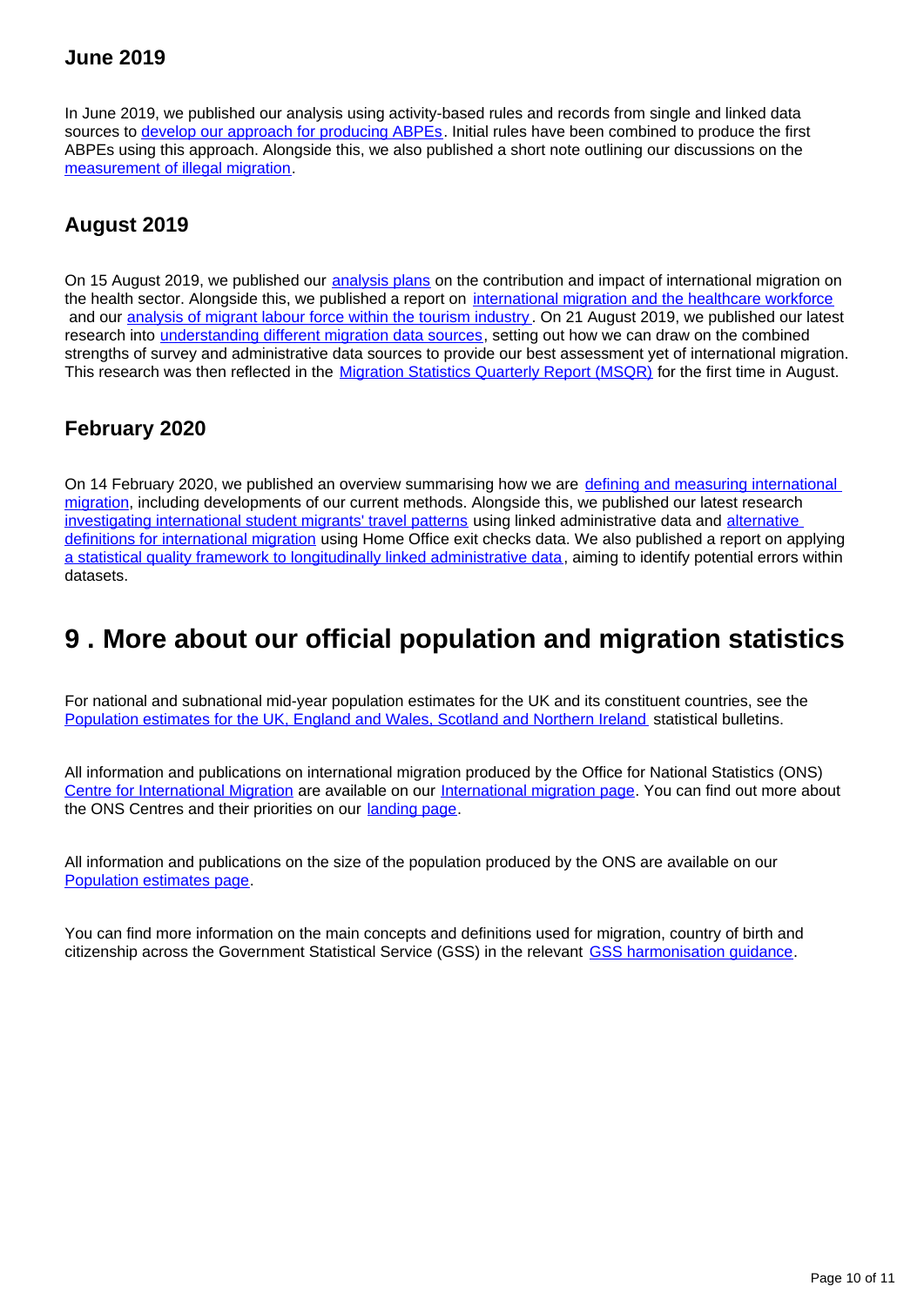### June 2019

In June 2019, we published our analysis using activity-based rules and records from single and linked data sources to develop our approach for producing ABPEs. Initial rules have been combined to produce the first ABPEs using this approach. Alongside this, we also published a short note outlining our discussions on the measurement of illegal migration.

### August 2019

On 15 August 2019, we published our analysis plans on the contribution and impact of international migration on the health sector. Alongside this, we published a report on international migration and the healthcare workforce and our analysis of migrant labour force within the tourism industry. On 21 August 2019, we published our latest research into understanding different migration data sources, setting out how we can draw on the combined strengths of survey and administrative data sources to provide our best assessment yet of international migration. This research was then reflected in the Migration Statistics Quarterly Report (MSQR) for the first time in August.

### February 2020

On 14 February 2020, we published an overview summarising how we are defining and measuring international migration, including developments of our current methods. Alongside this, we published our latest research investigating international student migrants' travel patterns using linked administrative data and alternative definitions for international migration using Home Office exit checks data. We also published a report on applying a statistical quality framework to longitudinally linked administrative data, aiming to identify potential errors within datasets.

## 9 . More about our official population and migration statistics

For national and subnational mid-year population estimates for the UK and its constituent countries, see the Population estimates for the UK, England and Wales, Scotland and Northern Ireland statistical bulletins.

All information and publications on international migration produced by the Office for National Statistics (ONS) Centre for International Migration are available on our International migration page. You can find out more about the ONS Centres and their priorities on our landing page.

All information and publications on the size of the population produced by the ONS are available on our Population estimates page.

You can find more information on the main concepts and definitions used for migration, country of birth and citizenship across the Government Statistical Service (GSS) in the relevant GSS harmonisation guidance.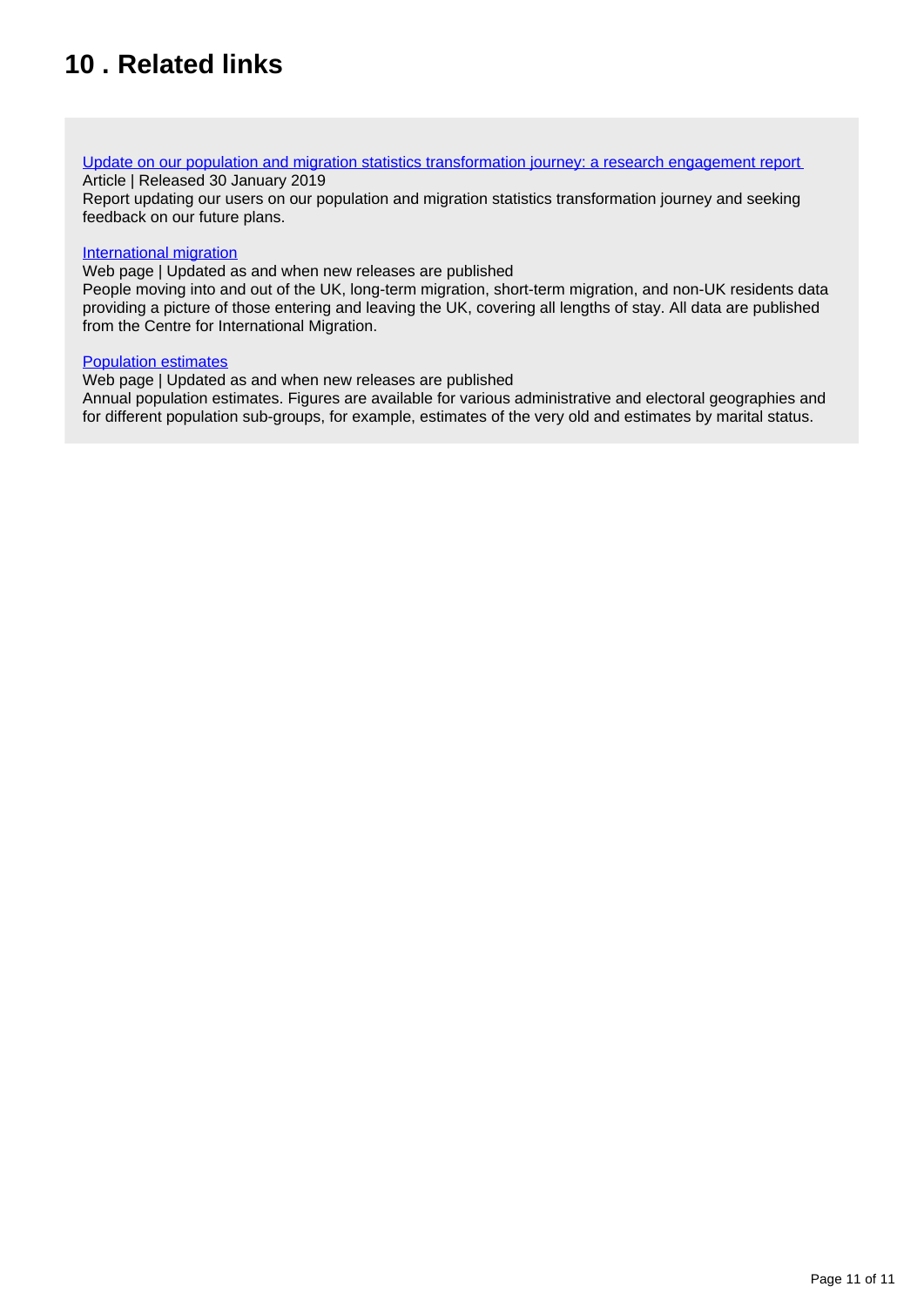## 10 . Related links

[Update on our population and migration statistics transformation journey: a research engagement report](#)
Article | Released 30 January 2019
Report updating our users on our population and migration statistics transformation journey and seeking feedback on our future plans.

[International migration](#)
Web page | Updated as and when new releases are published
People moving into and out of the UK, long-term migration, short-term migration, and non-UK residents data providing a picture of those entering and leaving the UK, covering all lengths of stay. All data are published from the Centre for International Migration.

[Population estimates](#)
Web page | Updated as and when new releases are published
Annual population estimates. Figures are available for various administrative and electoral geographies and for different population sub-groups, for example, estimates of the very old and estimates by marital status.